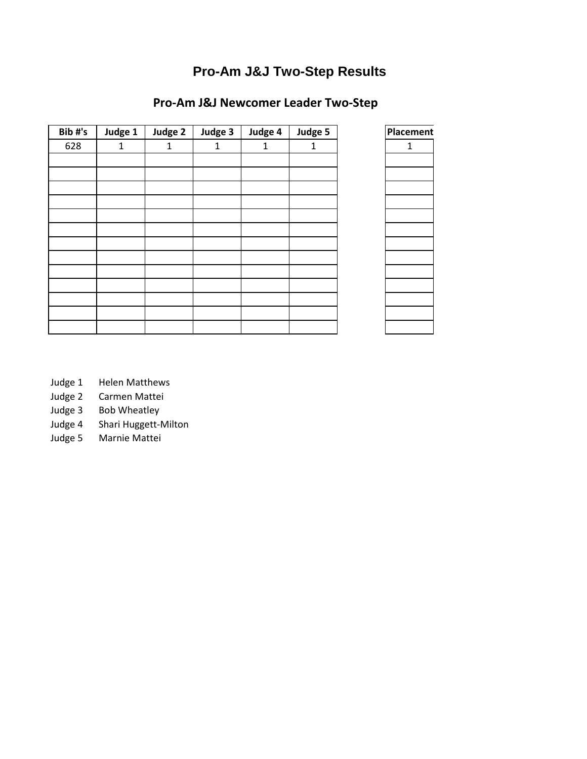# Pro-Am J&J Two-Step Results

## Pro-Am J&J Newcomer Leader Two-Step

| Bib #'s | Judge 1 | Judge 2 | Judge 3 | Judge 4 | Judge 5 | | Placement |
|---|---|---|---|---|---|---|---|
| 628 | 1 | 1 | 1 | 1 | 1 | | 1 |
| | | | | | | | |
| | | | | | | | |
| | | | | | | | |
| | | | | | | | |
| | | | | | | | |
| | | | | | | | |
| | | | | | | | |
| | | | | | | | |
| | | | | | | | |
| | | | | | | | |
| | | | | | | | |
| | | | | | | | |
| | | | | | | | |

Judge 1 Helen Matthews
Judge 2 Carmen Mattei
Judge 3 Bob Wheatley
Judge 4 Shari Huggett-Milton
Judge 5 Marnie Mattei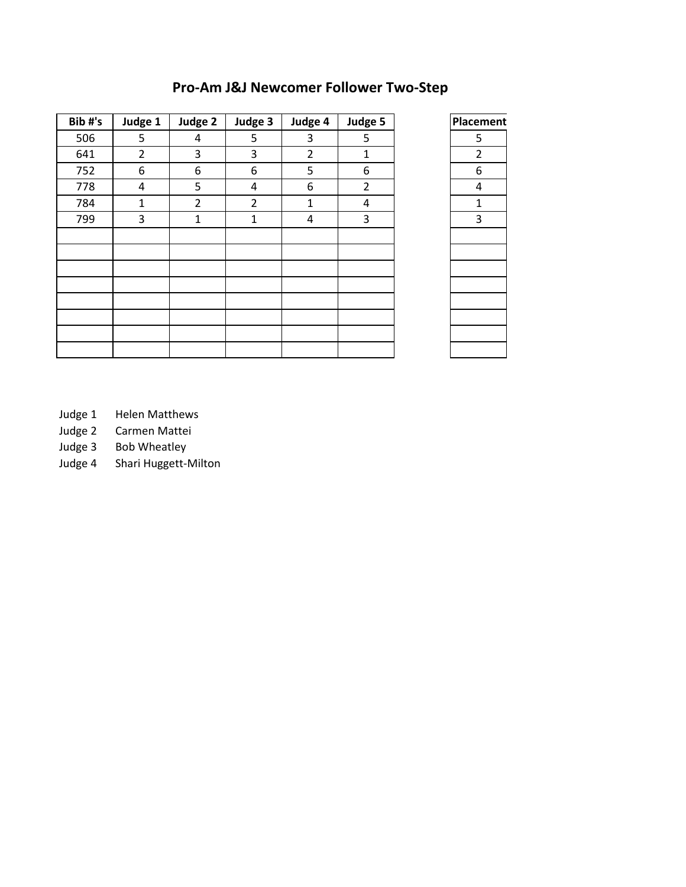# Pro-Am J&J Newcomer Follower Two-Step

| Bib #'s | Judge 1 | Judge 2 | Judge 3 | Judge 4 | Judge 5 | | Placement |
|---|---|---|---|---|---|---|---|
| 506 | 5 | 4 | 5 | 3 | 5 | | 5 |
| 641 | 2 | 3 | 3 | 2 | 1 | | 2 |
| 752 | 6 | 6 | 6 | 5 | 6 | | 6 |
| 778 | 4 | 5 | 4 | 6 | 2 | | 4 |
| 784 | 1 | 2 | 2 | 1 | 4 | | 1 |
| 799 | 3 | 1 | 1 | 4 | 3 | | 3 |
| | | | | | | | |
| | | | | | | | |
| | | | | | | | |
| | | | | | | | |
| | | | | | | | |
| | | | | | | | |
| | | | | | | | |
| | | | | | | | |

Judge 1 Helen Matthews
Judge 2 Carmen Mattei
Judge 3 Bob Wheatley
Judge 4 Shari Huggett-Milton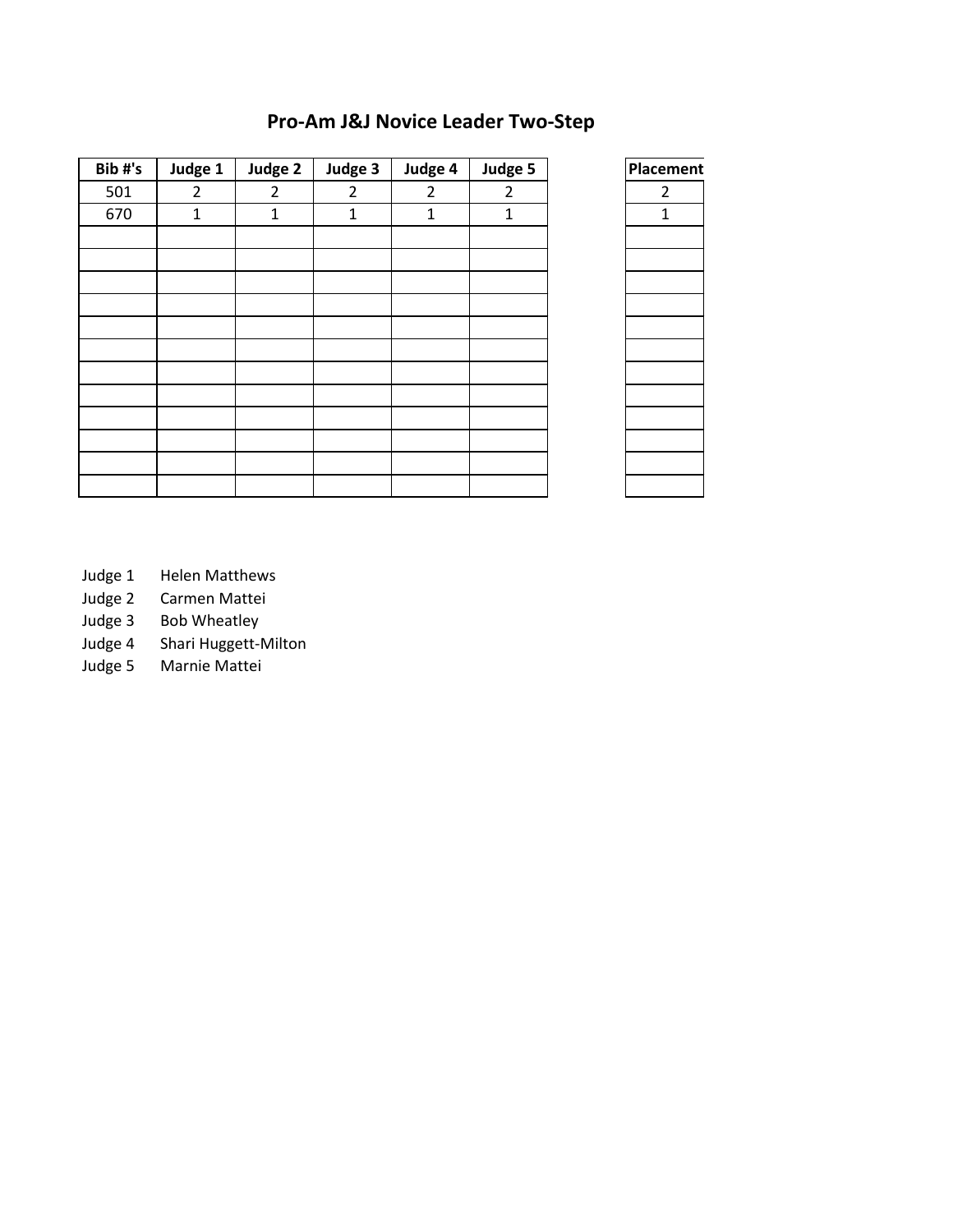# Pro-Am J&J Novice Leader Two-Step

| Bib #'s | Judge 1 | Judge 2 | Judge 3 | Judge 4 | Judge 5 | Placement |
|---|---|---|---|---|---|---|
| 501 | 2 | 2 | 2 | 2 | 2 | 2 |
| 670 | 1 | 1 | 1 | 1 | 1 | 1 |
| | | | | | | |
| | | | | | | |
| | | | | | | |
| | | | | | | |
| | | | | | | |
| | | | | | | |
| | | | | | | |
| | | | | | | |
| | | | | | | |
| | | | | | | |
| | | | | | | |
| | | | | | | |

Judge 1 Helen Matthews
Judge 2 Carmen Mattei
Judge 3 Bob Wheatley
Judge 4 Shari Huggett-Milton
Judge 5 Marnie Mattei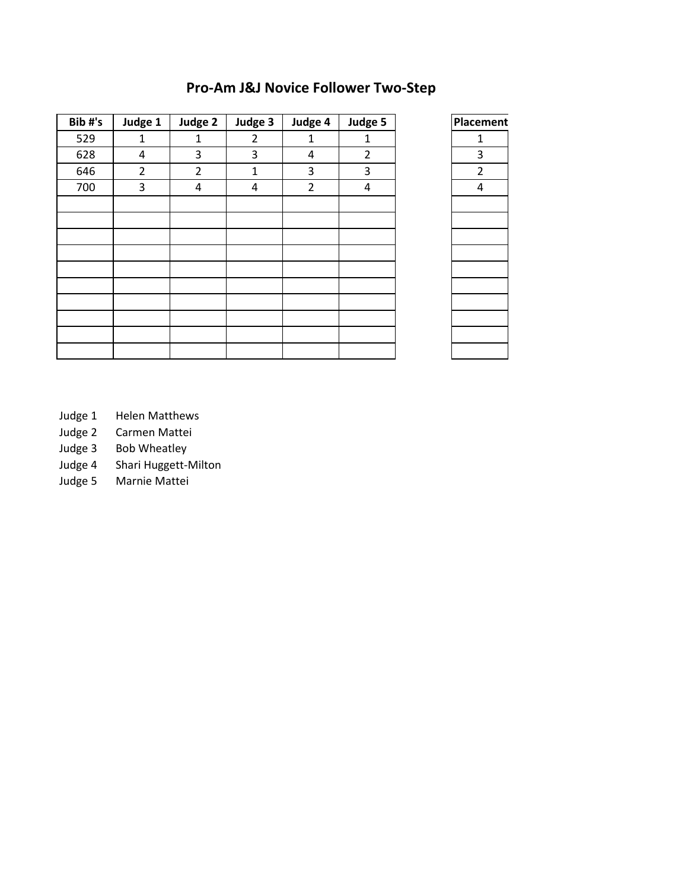## Pro-Am J&J Novice Follower Two-Step

| Bib #'s | Judge 1 | Judge 2 | Judge 3 | Judge 4 | Judge 5 | | Placement |
|---|---|---|---|---|---|---|---|
| 529 | 1 | 1 | 2 | 1 | 1 | | 1 |
| 628 | 4 | 3 | 3 | 4 | 2 | | 3 |
| 646 | 2 | 2 | 1 | 3 | 3 | | 2 |
| 700 | 3 | 4 | 4 | 2 | 4 | | 4 |
| | | | | | | | |
| | | | | | | | |
| | | | | | | | |
| | | | | | | | |
| | | | | | | | |
| | | | | | | | |
| | | | | | | | |
| | | | | | | | |
| | | | | | | | |
| | | | | | | | |

Judge 1 Helen Matthews
Judge 2 Carmen Mattei
Judge 3 Bob Wheatley
Judge 4 Shari Huggett-Milton
Judge 5 Marnie Mattei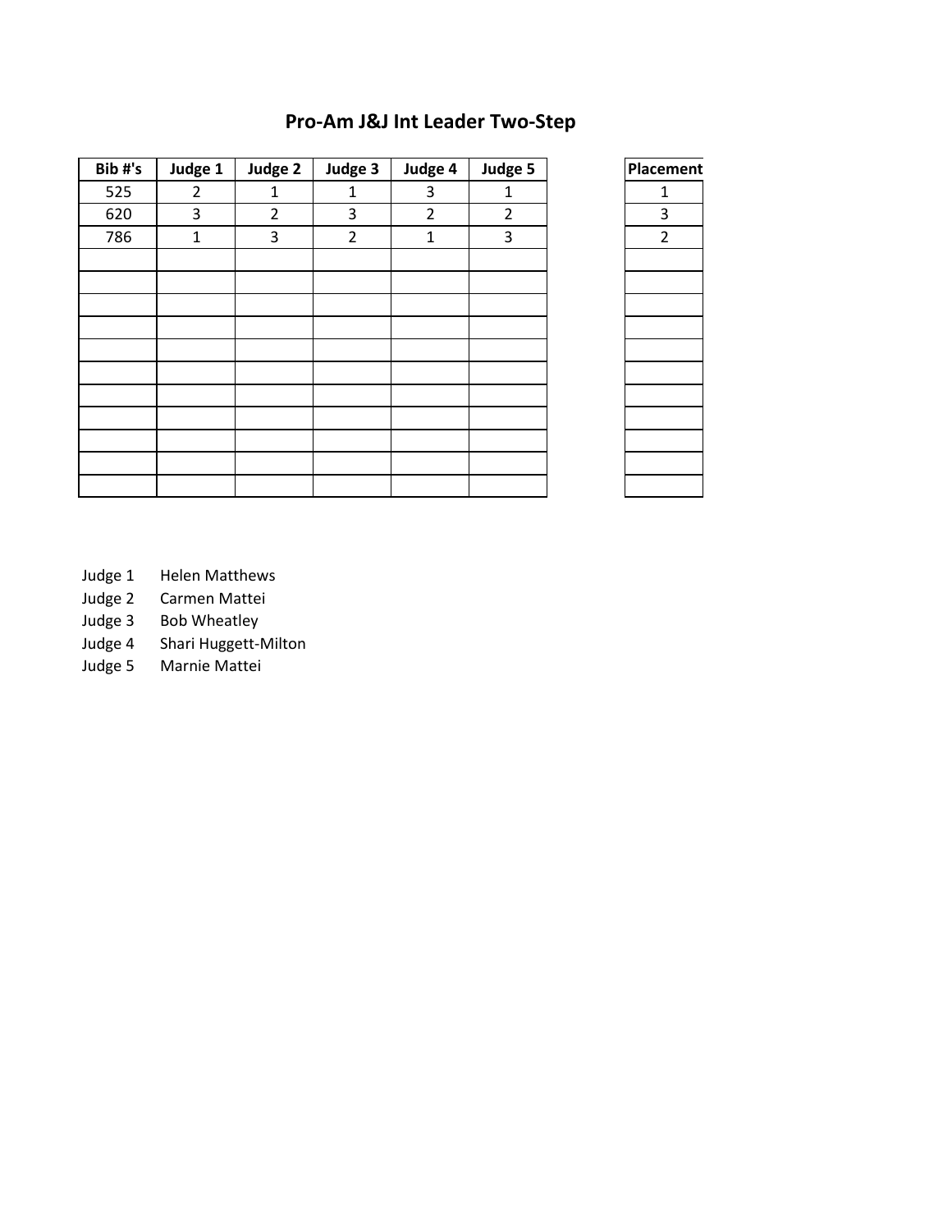# Pro-Am J&J Int Leader Two-Step

| Bib #'s | Judge 1 | Judge 2 | Judge 3 | Judge 4 | Judge 5 |
|---|---|---|---|---|---|
| 525 | 2 | 1 | 1 | 3 | 1 |
| 620 | 3 | 2 | 3 | 2 | 2 |
| 786 | 1 | 3 | 2 | 1 | 3 |
| | | | | | |
| | | | | | |
| | | | | | |
| | | | | | |
| | | | | | |
| | | | | | |
| | | | | | |
| | | | | | |
| | | | | | |
| | | | | | |
| | | | | | |

| Placement |
|---|
| 1 |
| 3 |
| 2 |
| |
| |
| |
| |
| |
| |
| |
| |
| |
| |
| |

Judge 1 Helen Matthews
Judge 2 Carmen Mattei
Judge 3 Bob Wheatley
Judge 4 Shari Huggett-Milton
Judge 5 Marnie Mattei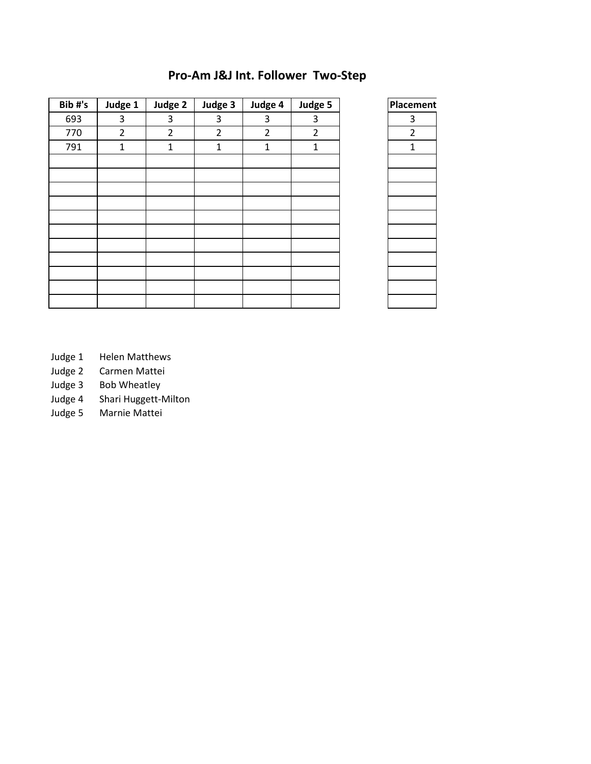## Pro-Am J&J Int. Follower Two-Step

| Bib #'s | Judge 1 | Judge 2 | Judge 3 | Judge 4 | Judge 5 |
|---|---|---|---|---|---|
| 693 | 3 | 3 | 3 | 3 | 3 |
| 770 | 2 | 2 | 2 | 2 | 2 |
| 791 | 1 | 1 | 1 | 1 | 1 |
| | | | | | |
| | | | | | |
| | | | | | |
| | | | | | |
| | | | | | |
| | | | | | |
| | | | | | |
| | | | | | |
| | | | | | |
| | | | | | |
| | | | | | |

| Placement |
|---|
| 3 |
| 2 |
| 1 |
| |
| |
| |
| |
| |
| |
| |
| |
| |
| |
| |

Judge 1 Helen Matthews
Judge 2 Carmen Mattei
Judge 3 Bob Wheatley
Judge 4 Shari Huggett-Milton
Judge 5 Marnie Mattei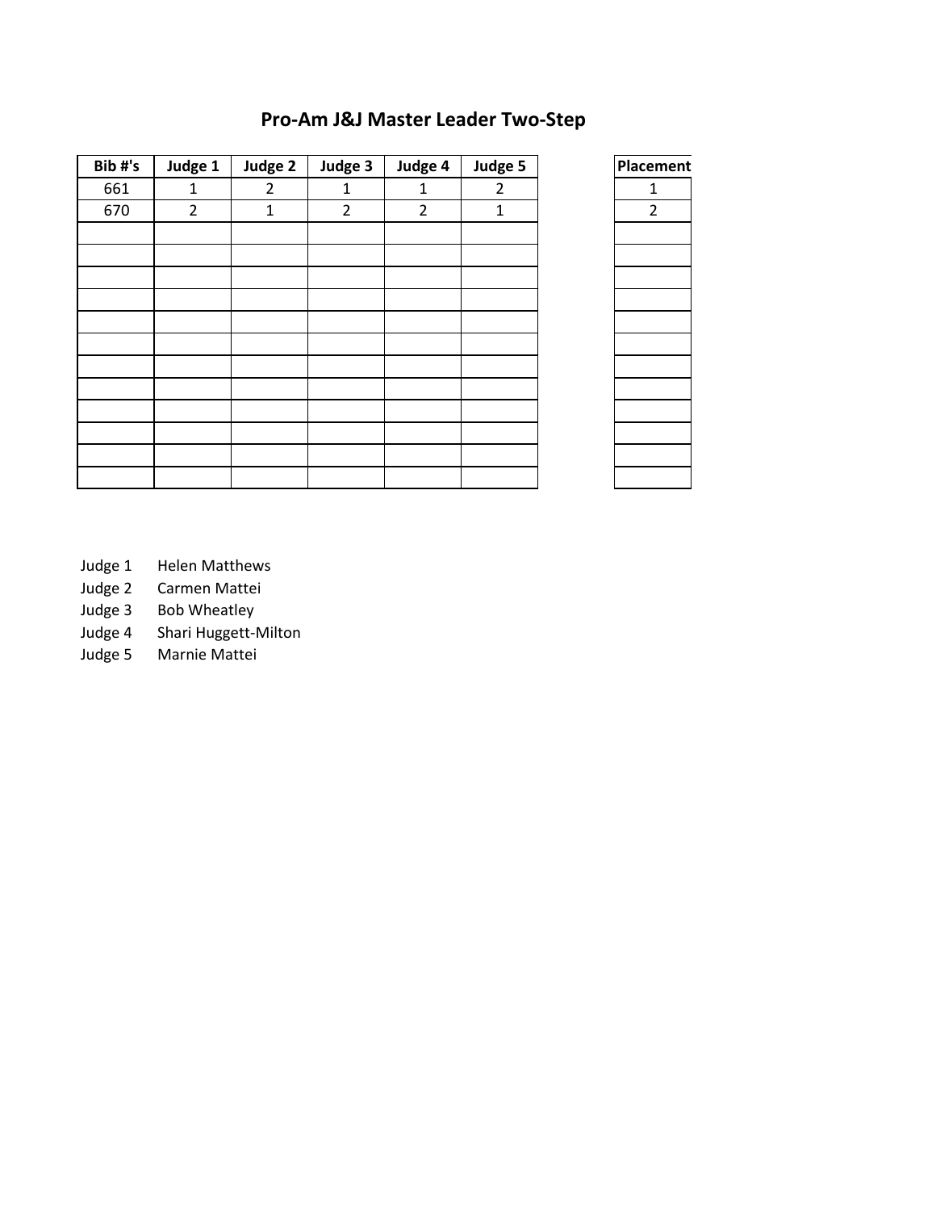# Pro-Am J&J Master Leader Two-Step

| Bib #'s | Judge 1 | Judge 2 | Judge 3 | Judge 4 | Judge 5 |
|---|---|---|---|---|---|
| 661 | 1 | 2 | 1 | 1 | 2 |
| 670 | 2 | 1 | 2 | 2 | 1 |
| | | | | | |
| | | | | | |
| | | | | | |
| | | | | | |
| | | | | | |
| | | | | | |
| | | | | | |
| | | | | | |
| | | | | | |
| | | | | | |
| | | | | | |
| | | | | | |

| Placement |
|---|
| 1 |
| 2 |
| |
| |
| |
| |
| |
| |
| |
| |
| |
| |
| |
| |

Judge 1 Helen Matthews
Judge 2 Carmen Mattei
Judge 3 Bob Wheatley
Judge 4 Shari Huggett-Milton
Judge 5 Marnie Mattei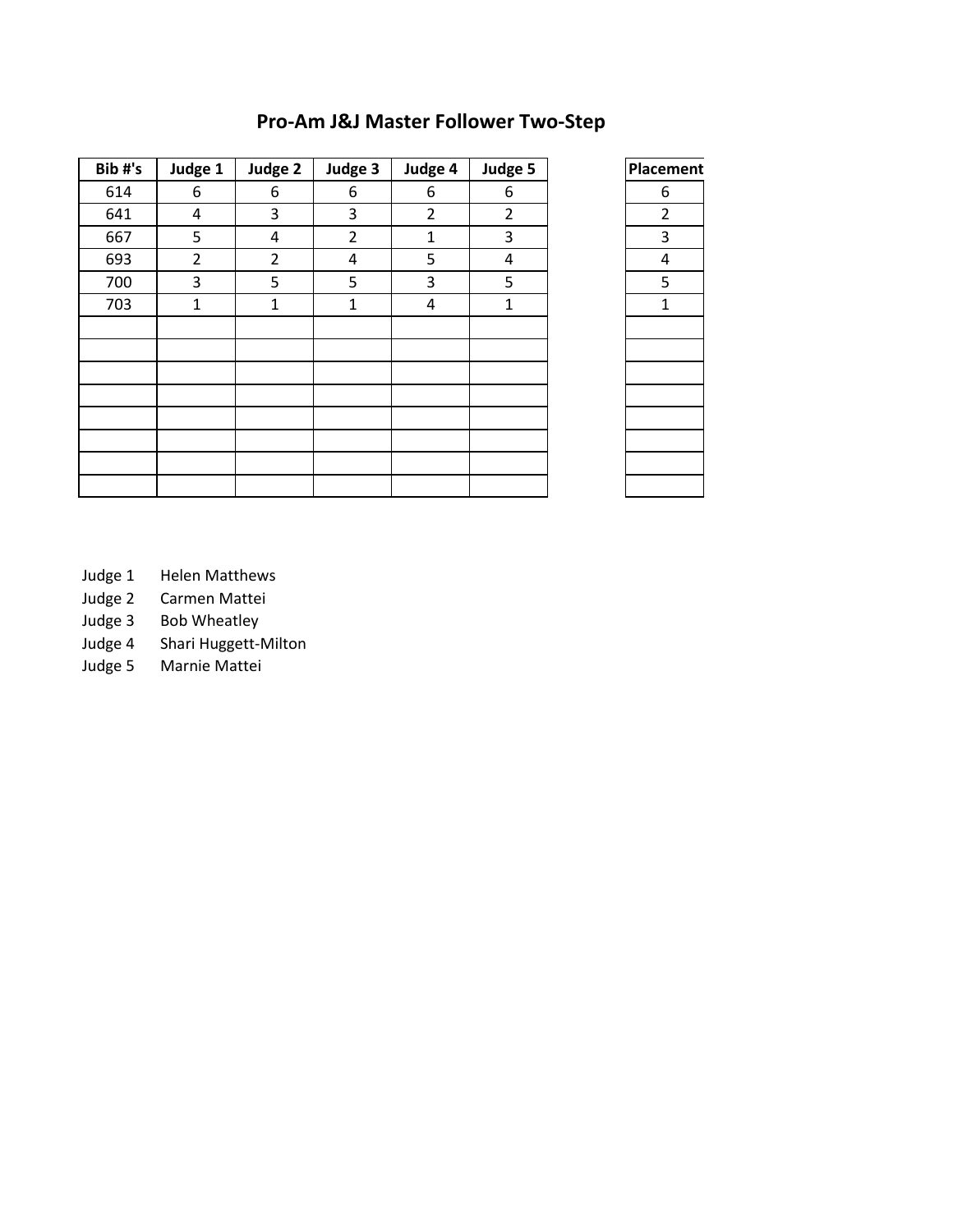# Pro-Am J&J Master Follower Two-Step

| Bib #'s | Judge 1 | Judge 2 | Judge 3 | Judge 4 | Judge 5 | Placement |
|---|---|---|---|---|---|---|
| 614 | 6 | 6 | 6 | 6 | 6 | 6 |
| 641 | 4 | 3 | 3 | 2 | 2 | 2 |
| 667 | 5 | 4 | 2 | 1 | 3 | 3 |
| 693 | 2 | 2 | 4 | 5 | 4 | 4 |
| 700 | 3 | 5 | 5 | 3 | 5 | 5 |
| 703 | 1 | 1 | 1 | 4 | 1 | 1 |
| | | | | | | |
| | | | | | | |
| | | | | | | |
| | | | | | | |
| | | | | | | |
| | | | | | | |
| | | | | | | |
| | | | | | | |

Judge 1 Helen Matthews
Judge 2 Carmen Mattei
Judge 3 Bob Wheatley
Judge 4 Shari Huggett-Milton
Judge 5 Marnie Mattei